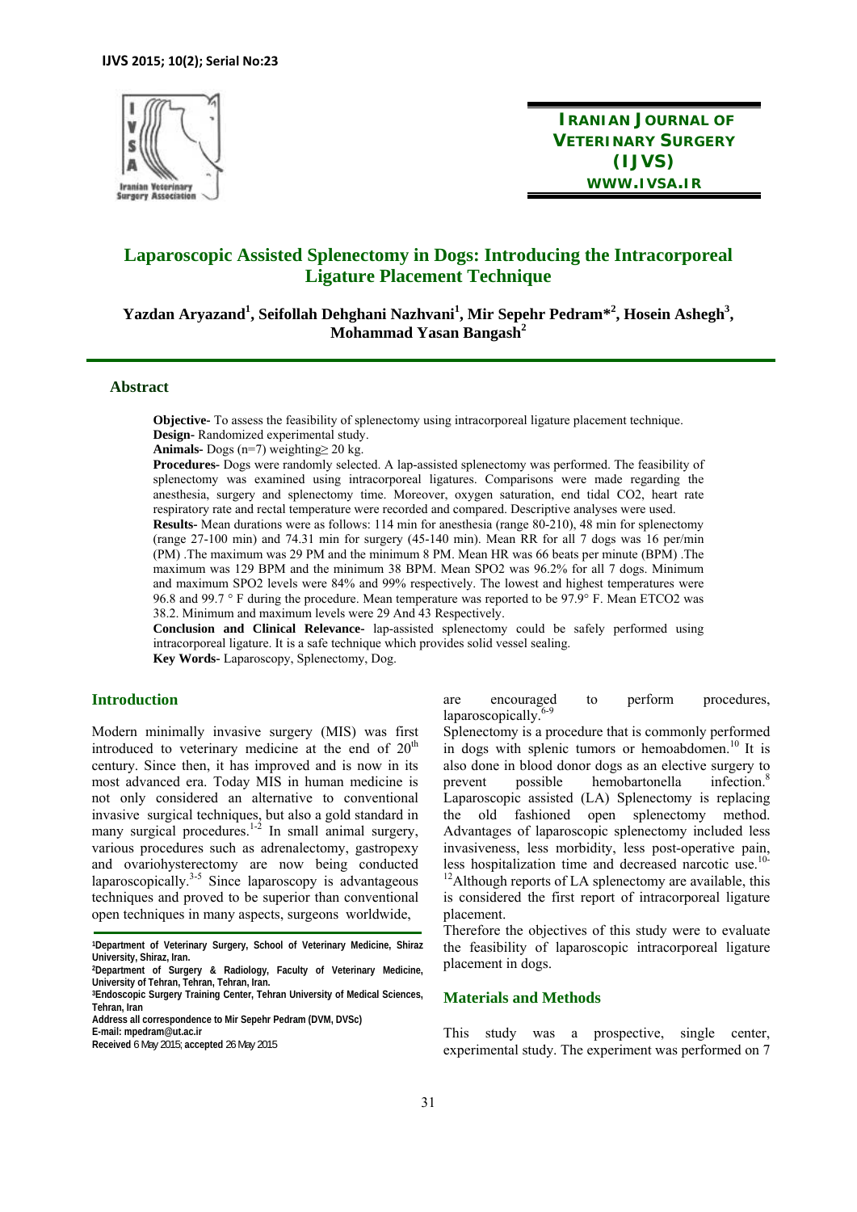# Laparoscopic Assisted Splenectomy in Dogs: Introducing the Intracorporeal Ligature Placement Technique

**Yazdan Aryazand[1], Seifollah Dehghani Nazhvani[1], Mir Sepehr Pedram*[2], Hosein Ashegh[3], Mohammad Yasan Bangash[2]**

## Abstract

**Objective-** To assess the feasibility of splenectomy using intracorporeal ligature placement technique.
**Design-** Randomized experimental study.
**Animals-** Dogs (n=7) weighting≥ 20 kg.
**Procedures-** Dogs were randomly selected. A lap-assisted splenectomy was performed. The feasibility of splenectomy was examined using intracorporeal ligatures. Comparisons were made regarding the anesthesia, surgery and splenectomy time. Moreover, oxygen saturation, end tidal CO2, heart rate respiratory rate and rectal temperature were recorded and compared. Descriptive analyses were used.
**Results-** Mean durations were as follows: 114 min for anesthesia (range 80-210), 48 min for splenectomy (range 27-100 min) and 74.31 min for surgery (45-140 min). Mean RR for all 7 dogs was 16 per/min (PM) .The maximum was 29 PM and the minimum 8 PM. Mean HR was 66 beats per minute (BPM) .The maximum was 129 BPM and the minimum 38 BPM. Mean SPO2 was 96.2% for all 7 dogs. Minimum and maximum SPO2 levels were 84% and 99% respectively. The lowest and highest temperatures were 96.8 and 99.7 ° F during the procedure. Mean temperature was reported to be 97.9° F. Mean ETCO2 was 38.2. Minimum and maximum levels were 29 And 43 Respectively.
**Conclusion and Clinical Relevance-** lap-assisted splenectomy could be safely performed using intracorporeal ligature. It is a safe technique which provides solid vessel sealing.
**Key Words-** Laparoscopy, Splenectomy, Dog.

## Introduction

Modern minimally invasive surgery (MIS) was first introduced to veterinary medicine at the end of 20th century. Since then, it has improved and is now in its most advanced era. Today MIS in human medicine is not only considered an alternative to conventional invasive surgical techniques, but also a gold standard in many surgical procedures.[1-2] In small animal surgery, various procedures such as adrenalectomy, gastropexy and ovariohysterectomy are now being conducted laparoscopically.[3-5] Since laparoscopy is advantageous techniques and proved to be superior than conventional open techniques in many aspects, surgeons worldwide, are encouraged to perform procedures, laparoscopically.[6-9]

Splenectomy is a procedure that is commonly performed in dogs with splenic tumors or hemoabdomen.[10] It is also done in blood donor dogs as an elective surgery to prevent possible hemobartonella infection.[8] Laparoscopic assisted (LA) Splenectomy is replacing the old fashioned open splenectomy method. Advantages of laparoscopic splenectomy included less invasiveness, less morbidity, less post-operative pain, less hospitalization time and decreased narcotic use.[10-12] Although reports of LA splenectomy are available, this is considered the first report of intracorporeal ligature placement.

Therefore the objectives of this study were to evaluate the feasibility of laparoscopic intracorporeal ligature placement in dogs.

## Materials and Methods

This study was a prospective, single center, experimental study. The experiment was performed on 7

---

[1]Department of Veterinary Surgery, School of Veterinary Medicine, Shiraz University, Shiraz, Iran.
[2]Department of Surgery & Radiology, Faculty of Veterinary Medicine, University of Tehran, Tehran, Iran.
[3]Endoscopic Surgery Training Center, Tehran University of Medical Sciences, Tehran, Iran
Address all correspondence to Mir Sepehr Pedram (DVM, DVSc)
E-mail: mpedram@ut.ac.ir
**Received** 6 May 2015; **accepted** 26 May 2015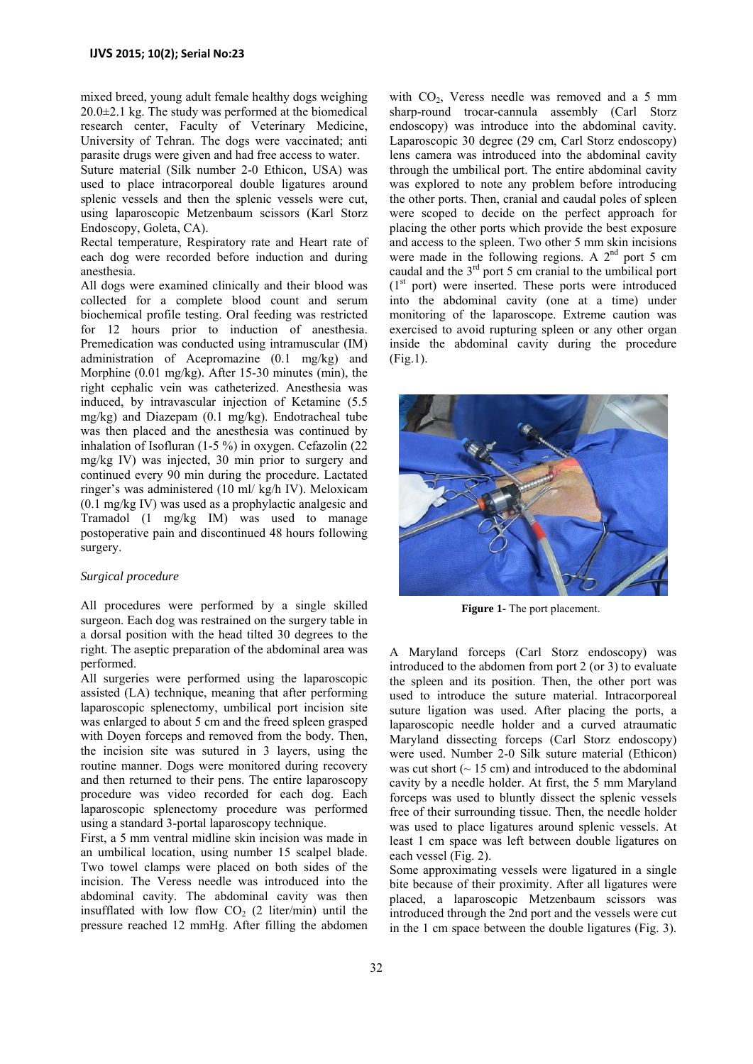mixed breed, young adult female healthy dogs weighing 20.0±2.1 kg. The study was performed at the biomedical research center, Faculty of Veterinary Medicine, University of Tehran. The dogs were vaccinated; anti parasite drugs were given and had free access to water.

Suture material (Silk number 2-0 Ethicon, USA) was used to place intracorporeal double ligatures around splenic vessels and then the splenic vessels were cut, using laparoscopic Metzenbaum scissors (Karl Storz Endoscopy, Goleta, CA).

Rectal temperature, Respiratory rate and Heart rate of each dog were recorded before induction and during anesthesia.

All dogs were examined clinically and their blood was collected for a complete blood count and serum biochemical profile testing. Oral feeding was restricted for 12 hours prior to induction of anesthesia. Premedication was conducted using intramuscular (IM) administration of Acepromazine (0.1 mg/kg) and Morphine (0.01 mg/kg). After 15-30 minutes (min), the right cephalic vein was catheterized. Anesthesia was induced, by intravascular injection of Ketamine (5.5 mg/kg) and Diazepam (0.1 mg/kg). Endotracheal tube was then placed and the anesthesia was continued by inhalation of Isofluran (1-5 %) in oxygen. Cefazolin (22 mg/kg IV) was injected, 30 min prior to surgery and continued every 90 min during the procedure. Lactated ringer's was administered (10 ml/ kg/h IV). Meloxicam (0.1 mg/kg IV) was used as a prophylactic analgesic and Tramadol (1 mg/kg IM) was used to manage postoperative pain and discontinued 48 hours following surgery.

*Surgical procedure*

All procedures were performed by a single skilled surgeon. Each dog was restrained on the surgery table in a dorsal position with the head tilted 30 degrees to the right. The aseptic preparation of the abdominal area was performed.

All surgeries were performed using the laparoscopic assisted (LA) technique, meaning that after performing laparoscopic splenectomy, umbilical port incision site was enlarged to about 5 cm and the freed spleen grasped with Doyen forceps and removed from the body. Then, the incision site was sutured in 3 layers, using the routine manner. Dogs were monitored during recovery and then returned to their pens. The entire laparoscopy procedure was video recorded for each dog. Each laparoscopic splenectomy procedure was performed using a standard 3-portal laparoscopy technique.

First, a 5 mm ventral midline skin incision was made in an umbilical location, using number 15 scalpel blade. Two towel clamps were placed on both sides of the incision. The Veress needle was introduced into the abdominal cavity. The abdominal cavity was then insufflated with low flow $CO_2$ (2 liter/min) until the pressure reached 12 mmHg. After filling the abdomen with $CO_2$, Veress needle was removed and a 5 mm sharp-round trocar-cannula assembly (Carl Storz endoscopy) was introduce into the abdominal cavity. Laparoscopic 30 degree (29 cm, Carl Storz endoscopy) lens camera was introduced into the abdominal cavity through the umbilical port. The entire abdominal cavity was explored to note any problem before introducing the other ports. Then, cranial and caudal poles of spleen were scoped to decide on the perfect approach for placing the other ports which provide the best exposure and access to the spleen. Two other 5 mm skin incisions were made in the following regions. A 2nd port 5 cm caudal and the 3rd port 5 cm cranial to the umbilical port (1st port) were inserted. These ports were introduced into the abdominal cavity (one at a time) under monitoring of the laparoscope. Extreme caution was exercised to avoid rupturing spleen or any other organ inside the abdominal cavity during the procedure (Fig.1).

**Figure 1**- The port placement.

A Maryland forceps (Carl Storz endoscopy) was introduced to the abdomen from port 2 (or 3) to evaluate the spleen and its position. Then, the other port was used to introduce the suture material. Intracorporeal suture ligation was used. After placing the ports, a laparoscopic needle holder and a curved atraumatic Maryland dissecting forceps (Carl Storz endoscopy) were used. Number 2-0 Silk suture material (Ethicon) was cut short (~ 15 cm) and introduced to the abdominal cavity by a needle holder. At first, the 5 mm Maryland forceps was used to bluntly dissect the splenic vessels free of their surrounding tissue. Then, the needle holder was used to place ligatures around splenic vessels. At least 1 cm space was left between double ligatures on each vessel (Fig. 2).

Some approximating vessels were ligatured in a single bite because of their proximity. After all ligatures were placed, a laparoscopic Metzenbaum scissors was introduced through the 2nd port and the vessels were cut in the 1 cm space between the double ligatures (Fig. 3).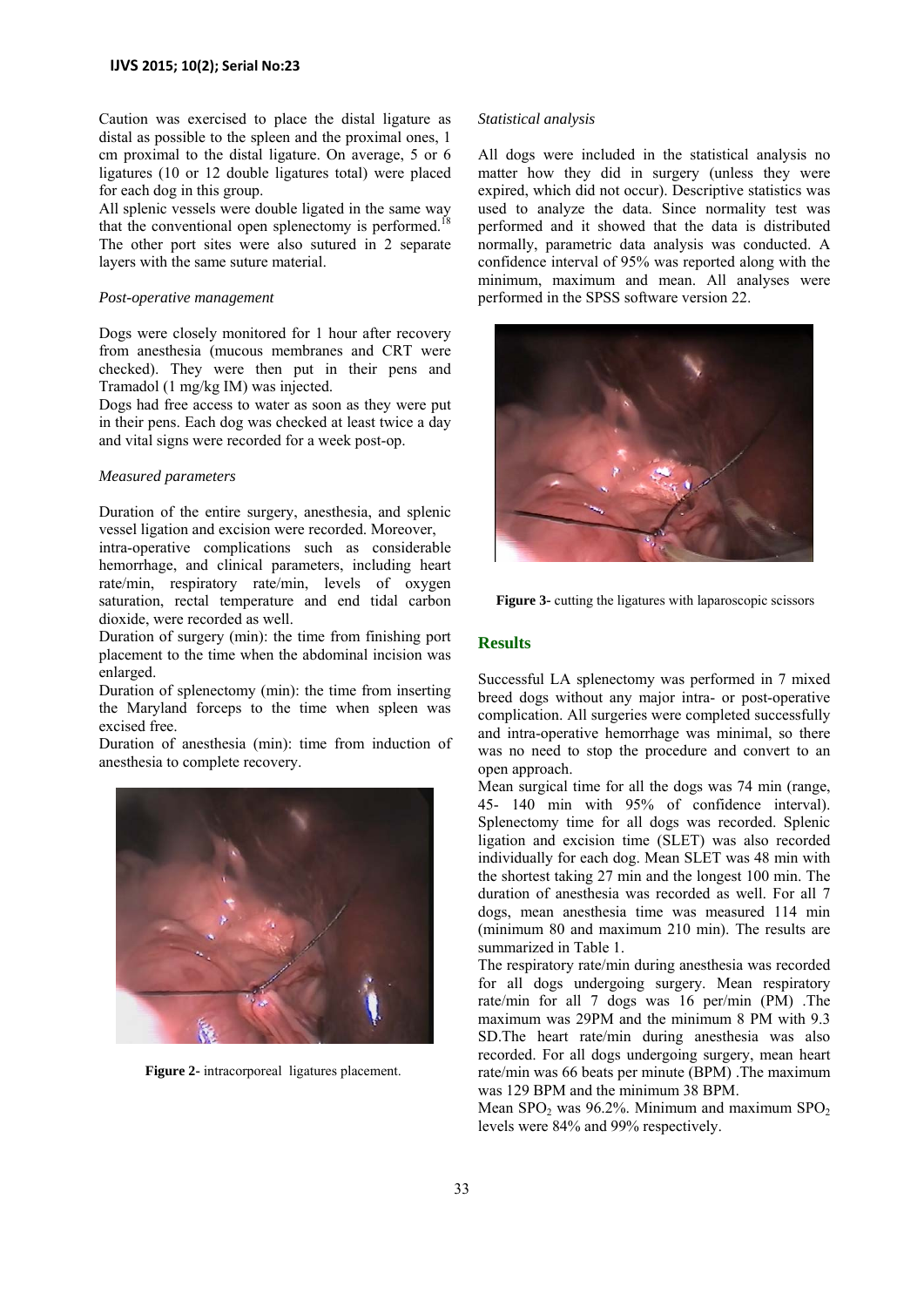Caution was exercised to place the distal ligature as distal as possible to the spleen and the proximal ones, 1 cm proximal to the distal ligature. On average, 5 or 6 ligatures (10 or 12 double ligatures total) were placed for each dog in this group.

All splenic vessels were double ligated in the same way that the conventional open splenectomy is performed.[18] The other port sites were also sutured in 2 separate layers with the same suture material.

*Post-operative management*

Dogs were closely monitored for 1 hour after recovery from anesthesia (mucous membranes and CRT were checked). They were then put in their pens and Tramadol (1 mg/kg IM) was injected.

Dogs had free access to water as soon as they were put in their pens. Each dog was checked at least twice a day and vital signs were recorded for a week post-op.

*Measured parameters*

Duration of the entire surgery, anesthesia, and splenic vessel ligation and excision were recorded. Moreover, intra-operative complications such as considerable hemorrhage, and clinical parameters, including heart rate/min, respiratory rate/min, levels of oxygen saturation, rectal temperature and end tidal carbon dioxide, were recorded as well.

Duration of surgery (min): the time from finishing port placement to the time when the abdominal incision was enlarged.

Duration of splenectomy (min): the time from inserting the Maryland forceps to the time when spleen was excised free.

Duration of anesthesia (min): time from induction of anesthesia to complete recovery.

**Figure 2-** intracorporeal ligatures placement.

*Statistical analysis*

All dogs were included in the statistical analysis no matter how they did in surgery (unless they were expired, which did not occur). Descriptive statistics was used to analyze the data. Since normality test was performed and it showed that the data is distributed normally, parametric data analysis was conducted. A confidence interval of 95% was reported along with the minimum, maximum and mean. All analyses were performed in the SPSS software version 22.

**Figure 3-** cutting the ligatures with laparoscopic scissors

## Results

Successful LA splenectomy was performed in 7 mixed breed dogs without any major intra- or post-operative complication. All surgeries were completed successfully and intra-operative hemorrhage was minimal, so there was no need to stop the procedure and convert to an open approach.

Mean surgical time for all the dogs was 74 min (range, 45- 140 min with 95% of confidence interval). Splenectomy time for all dogs was recorded. Splenic ligation and excision time (SLET) was also recorded individually for each dog. Mean SLET was 48 min with the shortest taking 27 min and the longest 100 min. The duration of anesthesia was recorded as well. For all 7 dogs, mean anesthesia time was measured 114 min (minimum 80 and maximum 210 min). The results are summarized in Table 1.

The respiratory rate/min during anesthesia was recorded for all dogs undergoing surgery. Mean respiratory rate/min for all 7 dogs was 16 per/min (PM) .The maximum was 29PM and the minimum 8 PM with 9.3 SD.The heart rate/min during anesthesia was also recorded. For all dogs undergoing surgery, mean heart rate/min was 66 beats per minute (BPM) .The maximum was 129 BPM and the minimum 38 BPM.

Mean $SPO_2$ was 96.2%. Minimum and maximum $SPO_2$ levels were 84% and 99% respectively.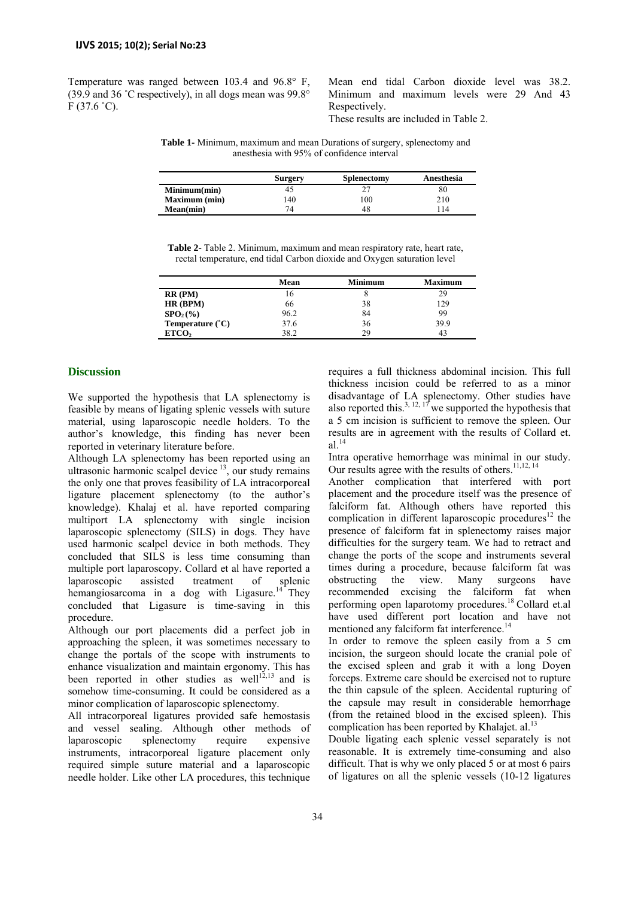Temperature was ranged between 103.4 and 96.8° F, (39.9 and 36 ˚C respectively), in all dogs mean was 99.8° F (37.6 ˚C).

Mean end tidal Carbon dioxide level was 38.2. Minimum and maximum levels were 29 And 43 Respectively.

These results are included in Table 2.

**Table 1-** Minimum, maximum and mean Durations of surgery, splenectomy and anesthesia with 95% of confidence interval

| | Surgery | Splenectomy | Anesthesia |
|---|---|---|---|
| **Minimum(min)** | 45 | 27 | 80 |
| **Maximum (min)** | 140 | 100 | 210 |
| **Mean(min)** | 74 | 48 | 114 |

**Table 2-** Table 2. Minimum, maximum and mean respiratory rate, heart rate, rectal temperature, end tidal Carbon dioxide and Oxygen saturation level

| | Mean | Minimum | Maximum |
|---|---|---|---|
| **RR (PM)** | 16 | 8 | 29 |
| **HR (BPM)** | 66 | 38 | 129 |
| **$SPO_2$(%)** | 96.2 | 84 | 99 |
| **Temperature (˚C)** | 37.6 | 36 | 39.9 |
| **$ETCO_2$** | 38.2 | 29 | 43 |

## Discussion

We supported the hypothesis that LA splenectomy is feasible by means of ligating splenic vessels with suture material, using laparoscopic needle holders. To the author's knowledge, this finding has never been reported in veterinary literature before.

Although LA splenectomy has been reported using an ultrasonic harmonic scalpel device [13], our study remains the only one that proves feasibility of LA intracorporeal ligature placement splenectomy (to the author's knowledge). Khalaj et al. have reported comparing multiport LA splenectomy with single incision laparoscopic splenectomy (SILS) in dogs. They have used harmonic scalpel device in both methods. They concluded that SILS is less time consuming than multiple port laparoscopy. Collard et al have reported a laparoscopic assisted treatment of splenic hemangiosarcoma in a dog with Ligasure.[14] They concluded that Ligasure is time-saving in this procedure.

Although our port placements did a perfect job in approaching the spleen, it was sometimes necessary to change the portals of the scope with instruments to enhance visualization and maintain ergonomy. This has been reported in other studies as well[12,13] and is somehow time-consuming. It could be considered as a minor complication of laparoscopic splenectomy.

All intracorporeal ligatures provided safe hemostasis and vessel sealing. Although other methods of laparoscopic splenectomy require expensive instruments, intracorporeal ligature placement only required simple suture material and a laparoscopic needle holder. Like other LA procedures, this technique requires a full thickness abdominal incision. This full thickness incision could be referred to as a minor disadvantage of LA splenectomy. Other studies have also reported this.[3, 12, 17] we supported the hypothesis that a 5 cm incision is sufficient to remove the spleen. Our results are in agreement with the results of Collard et. al.[14]

Intra operative hemorrhage was minimal in our study. Our results agree with the results of others.[11,12, 14]

Another complication that interfered with port placement and the procedure itself was the presence of falciform fat. Although others have reported this complication in different laparoscopic procedures[12] the presence of falciform fat in splenectomy raises major difficulties for the surgery team. We had to retract and change the ports of the scope and instruments several times during a procedure, because falciform fat was obstructing the view. Many surgeons have recommended excising the falciform fat when performing open laparotomy procedures.[18] Collard et.al have used different port location and have not mentioned any falciform fat interference.[14]

In order to remove the spleen easily from a 5 cm incision, the surgeon should locate the cranial pole of the excised spleen and grab it with a long Doyen forceps. Extreme care should be exercised not to rupture the thin capsule of the spleen. Accidental rupturing of the capsule may result in considerable hemorrhage (from the retained blood in the excised spleen). This complication has been reported by Khalajet. al.[13]

Double ligating each splenic vessel separately is not reasonable. It is extremely time-consuming and also difficult. That is why we only placed 5 or at most 6 pairs of ligatures on all the splenic vessels (10-12 ligatures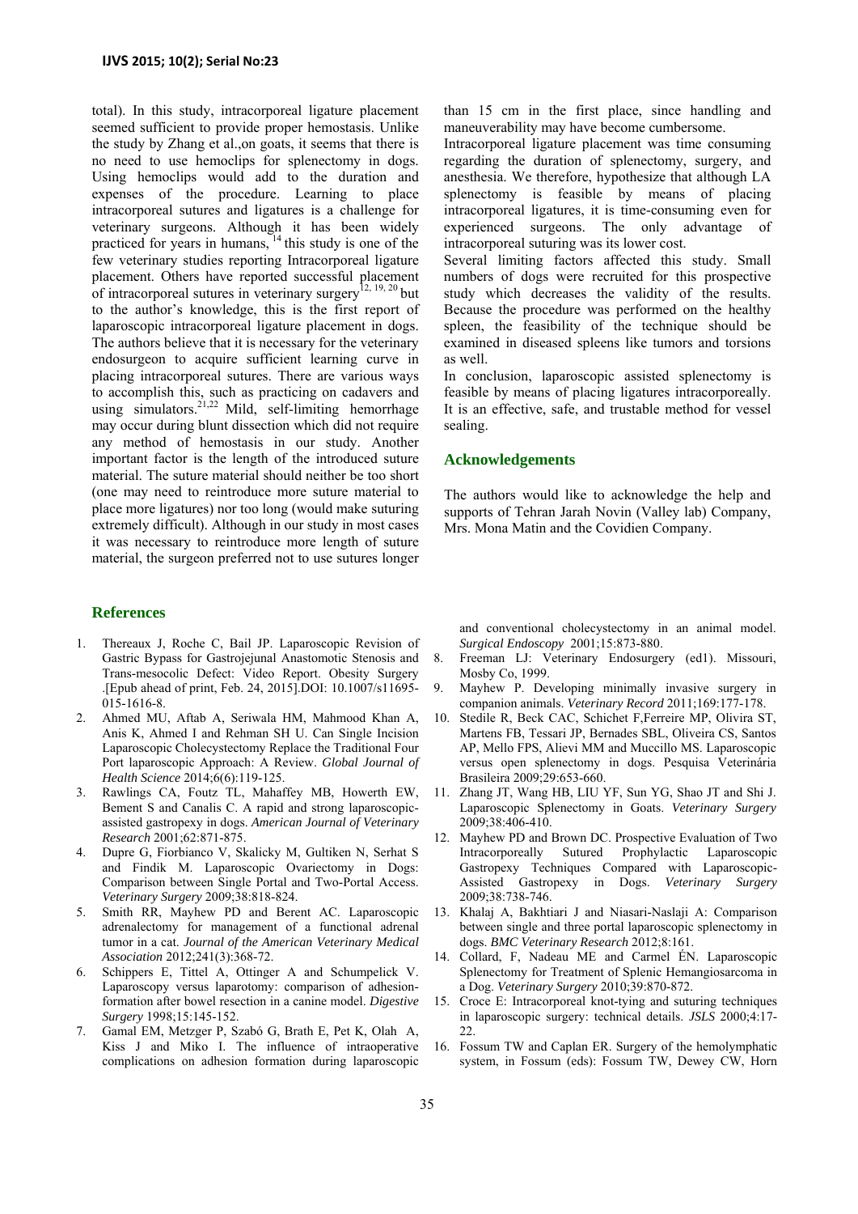total). In this study, intracorporeal ligature placement seemed sufficient to provide proper hemostasis. Unlike the study by Zhang et al.,on goats, it seems that there is no need to use hemoclips for splenectomy in dogs. Using hemoclips would add to the duration and expenses of the procedure. Learning to place intracorporeal sutures and ligatures is a challenge for veterinary surgeons. Although it has been widely practiced for years in humans, [14] this study is one of the few veterinary studies reporting Intracorporeal ligature placement. Others have reported successful placement of intracorporeal sutures in veterinary surgery[12, 19, 20] but to the author's knowledge, this is the first report of laparoscopic intracorporeal ligature placement in dogs. The authors believe that it is necessary for the veterinary endosurgeon to acquire sufficient learning curve in placing intracorporeal sutures. There are various ways to accomplish this, such as practicing on cadavers and using simulators.[21,22] Mild, self-limiting hemorrhage may occur during blunt dissection which did not require any method of hemostasis in our study. Another important factor is the length of the introduced suture material. The suture material should neither be too short (one may need to reintroduce more suture material to place more ligatures) nor too long (would make suturing extremely difficult). Although in our study in most cases it was necessary to reintroduce more length of suture material, the surgeon preferred not to use sutures longer than 15 cm in the first place, since handling and maneuverability may have become cumbersome.

Intracorporeal ligature placement was time consuming regarding the duration of splenectomy, surgery, and anesthesia. We therefore, hypothesize that although LA splenectomy is feasible by means of placing intracorporeal ligatures, it is time-consuming even for experienced surgeons. The only advantage of intracorporeal suturing was its lower cost.

Several limiting factors affected this study. Small numbers of dogs were recruited for this prospective study which decreases the validity of the results. Because the procedure was performed on the healthy spleen, the feasibility of the technique should be examined in diseased spleens like tumors and torsions as well.

In conclusion, laparoscopic assisted splenectomy is feasible by means of placing ligatures intracorporeally. It is an effective, safe, and trustable method for vessel sealing.

## Acknowledgements

The authors would like to acknowledge the help and supports of Tehran Jarah Novin (Valley lab) Company, Mrs. Mona Matin and the Covidien Company.

## References

1. Thereaux J, Roche C, Bail JP. Laparoscopic Revision of Gastric Bypass for Gastrojejunal Anastomotic Stenosis and Trans-mesocolic Defect: Video Report. Obesity Surgery .[Epub ahead of print, Feb. 24, 2015].DOI: 10.1007/s11695-015-1616-8.
2. Ahmed MU, Aftab A, Seriwala HM, Mahmood Khan A, Anis K, Ahmed I and Rehman SH U. Can Single Incision Laparoscopic Cholecystectomy Replace the Traditional Four Port laparoscopic Approach: A Review. *Global Journal of Health Science* 2014;6(6):119-125.
3. Rawlings CA, Foutz TL, Mahaffey MB, Howerth EW, Bement S and Canalis C. A rapid and strong laparoscopic-assisted gastropexy in dogs. *American Journal of Veterinary Research* 2001;62:871-875.
4. Dupre G, Fiorbianco V, Skalicky M, Gultiken N, Serhat S and Findik M. Laparoscopic Ovariectomy in Dogs: Comparison between Single Portal and Two-Portal Access. *Veterinary Surgery* 2009;38:818-824.
5. Smith RR, Mayhew PD and Berent AC. Laparoscopic adrenalectomy for management of a functional adrenal tumor in a cat. *Journal of the American Veterinary Medical Association* 2012;241(3):368-72.
6. Schippers E, Tittel A, Ottinger A and Schumpelick V. Laparoscopy versus laparotomy: comparison of adhesion-formation after bowel resection in a canine model. *Digestive Surgery* 1998;15:145-152.
7. Gamal EM, Metzger P, Szabó G, Brath E, Pet K, Olah A, Kiss J and Miko I. The influence of intraoperative complications on adhesion formation during laparoscopic and conventional cholecystectomy in an animal model. *Surgical Endoscopy* 2001;15:873-880.
8. Freeman LJ: Veterinary Endosurgery (ed1). Missouri, Mosby Co, 1999.
9. Mayhew P. Developing minimally invasive surgery in companion animals. *Veterinary Record* 2011;169:177-178.
10. Stedile R, Beck CAC, Schichet F,Ferreire MP, Olivira ST, Martens FB, Tessari JP, Bernades SBL, Oliveira CS, Santos AP, Mello FPS, Alievi MM and Muccillo MS. Laparoscopic versus open splenectomy in dogs. Pesquisa Veterinária Brasileira 2009;29:653-660.
11. Zhang JT, Wang HB, LIU YF, Sun YG, Shao JT and Shi J. Laparoscopic Splenectomy in Goats. *Veterinary Surgery* 2009;38:406-410.
12. Mayhew PD and Brown DC. Prospective Evaluation of Two Intracorporeally Sutured Prophylactic Laparoscopic Gastropexy Techniques Compared with Laparoscopic-Assisted Gastropexy in Dogs. *Veterinary Surgery* 2009;38:738-746.
13. Khalaj A, Bakhtiari J and Niasari-Naslaji A: Comparison between single and three portal laparoscopic splenectomy in dogs. *BMC Veterinary Research* 2012;8:161.
14. Collard, F, Nadeau ME and Carmel ÉN. Laparoscopic Splenectomy for Treatment of Splenic Hemangiosarcoma in a Dog. *Veterinary Surgery* 2010;39:870-872.
15. Croce E: Intracorporeal knot-tying and suturing techniques in laparoscopic surgery: technical details. *JSLS* 2000;4:17-22.
16. Fossum TW and Caplan ER. Surgery of the hemolymphatic system, in Fossum (eds): Fossum TW, Dewey CW, Horn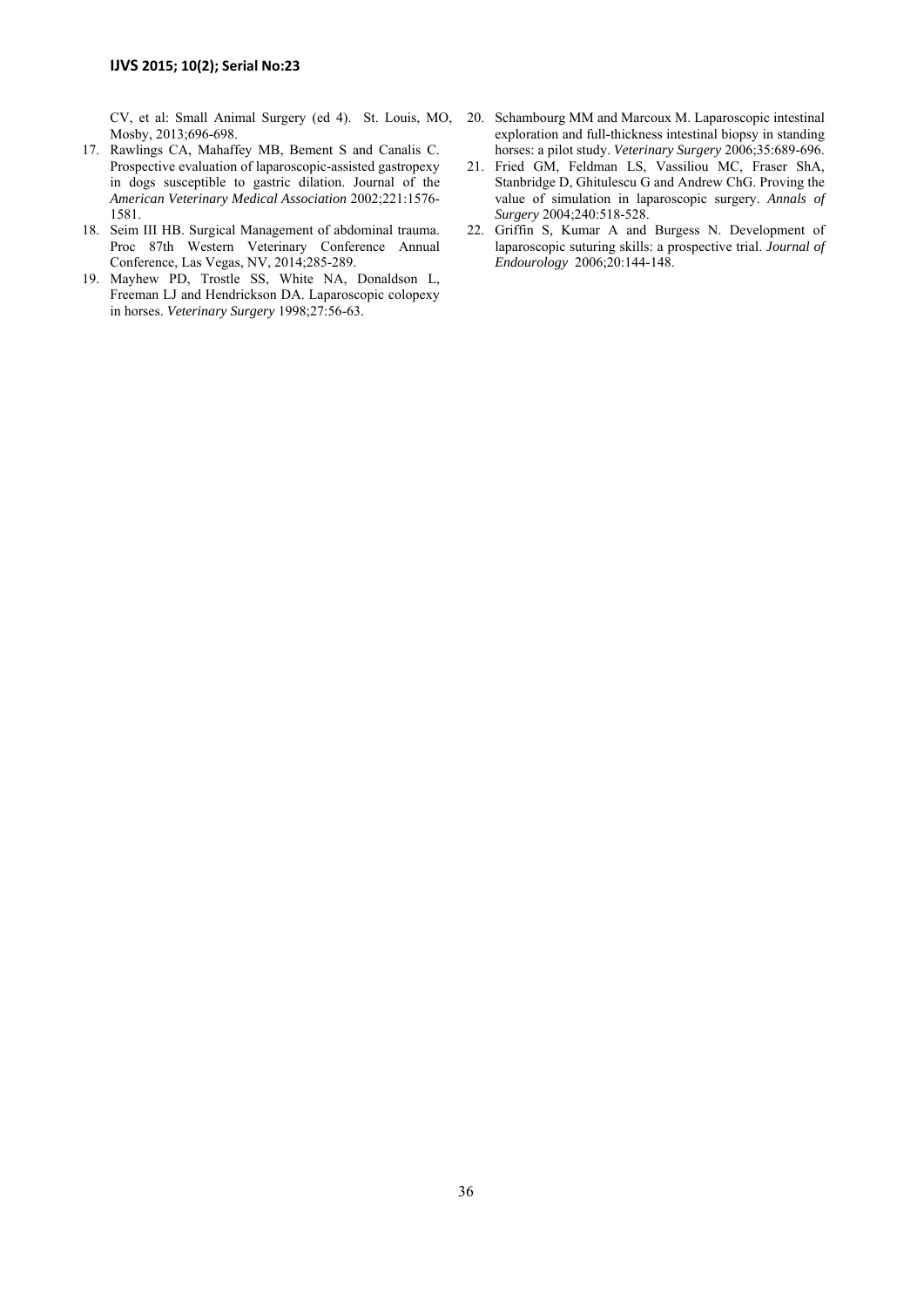CV, et al: Small Animal Surgery (ed 4). St. Louis, MO, Mosby, 2013;696-698.

17. Rawlings CA, Mahaffey MB, Bement S and Canalis C. Prospective evaluation of laparoscopic-assisted gastropexy in dogs susceptible to gastric dilation. Journal of the *American Veterinary Medical Association* 2002;221:1576-1581.
18. Seim III HB. Surgical Management of abdominal trauma. Proc 87th Western Veterinary Conference Annual Conference, Las Vegas, NV, 2014;285-289.
19. Mayhew PD, Trostle SS, White NA, Donaldson L, Freeman LJ and Hendrickson DA. Laparoscopic colopexy in horses. *Veterinary Surgery* 1998;27:56-63.
20. Schambourg MM and Marcoux M. Laparoscopic intestinal exploration and full-thickness intestinal biopsy in standing horses: a pilot study. *Veterinary Surgery* 2006;35:689-696.
21. Fried GM, Feldman LS, Vassiliou MC, Fraser ShA, Stanbridge D, Ghitulescu G and Andrew ChG. Proving the value of simulation in laparoscopic surgery. *Annals of Surgery* 2004;240:518-528.
22. Griffin S, Kumar A and Burgess N. Development of laparoscopic suturing skills: a prospective trial. *Journal of Endourology* 2006;20:144-148.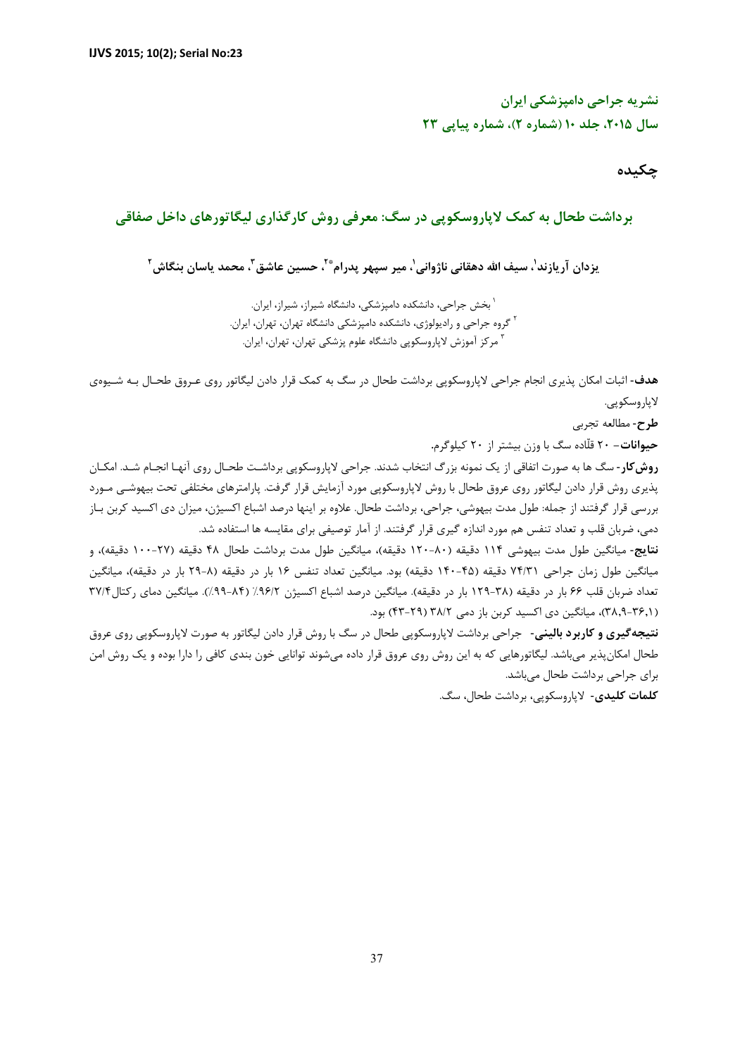**نشریه جراحی دامپزشکی ایران**
**سال ۲۰۱۵، جلد ۱۰ (شماره ۲)، شماره پیاپی ۲۳**

## چکیده

## برداشت طحال به کمک لاپاروسکوپی در سگ: معرفی روش کارگذاری لیگاتورهای داخل صفاقی

**یزدان آریازند[۱]، سیف الله دهقانی ناژوانی[۱]، میر سپهر پدرام[۲*]، حسین عاشق[۳]، محمد یاسان بنگاش[۲]**

[۱] بخش جراحی، دانشکده دامپزشکی، دانشگاه شیراز، شیراز، ایران.
[۲] گروه جراحی و رادیولوژی، دانشکده دامپزشکی دانشگاه تهران، تهران، ایران.
[۳] مرکز آموزش لاپاروسکوپی دانشگاه علوم پزشکی تهران، تهران، ایران.

**هدف**- اثبات امکان پذیری انجام جراحی لاپاروسکوپی برداشت طحال در سگ به کمک قرار دادن لیگاتور روی عـروق طحـال بـه شـیوه‌ی لاپاروسکوپی.

**طرح**- مطالعه تجربی

**حیوانات**- ۲۰ قلّاده سگ با وزن بیشتر از ۲۰ کیلوگرم.

**روش‌کار**- سگ ها به صورت اتفاقی از یک نمونه بزرگ انتخاب شدند. جراحی لاپاروسکوپی برداشـت طحـال روی آنهـا انجـام شـد. امکـان پذیری روش قرار دادن لیگاتور روی عروق طحال با روش لاپاروسکوپی مورد آزمایش قرار گرفت. پارامترهای مختلفی تحت بیهوشـی مـورد بررسی قرار گرفتند از جمله: طول مدت بیهوشی، جراحی، برداشت طحال. علاوه بر اینها درصد اشباع اکسیژن، میزان دی اکسید کربن بـاز دمی، ضربان قلب و تعداد تنفس هم مورد اندازه گیری قرار گرفتند. از آمار توصیفی برای مقایسه ها استفاده شد.

**نتایج**- میانگین طول مدت بیهوشی ۱۱۴ دقیقه (۸۰-۱۲۰ دقیقه)، میانگین طول مدت برداشت طحال ۴۸ دقیقه (۲۷-۱۰۰ دقیقه)، و میانگین طول زمان جراحی ۷۴/۳۱ دقیقه (۴۵-۱۴۰ دقیقه) بود. میانگین تعداد تنفس ۱۶ بار در دقیقه (۸-۲۹ بار در دقیقه)، میانگین تعداد ضربان قلب ۶۶ بار در دقیقه (۳۸-۱۲۹ بار در دقیقه). میانگین درصد اشباع اکسیژن ۹۶/۲٪ (۸۴-۹۹٪). میانگین دمای رکتال۳۷/۴ (۳۶,۱-۳۸,۹)، میانگین دی اکسید کربن باز دمی ۳۸/۲ (۲۹-۴۳) بود.

**نتیجه‌گیری و کاربرد بالینی**- جراحی برداشت لاپاروسکوپی طحال در سگ با روش قرار دادن لیگاتور به صورت لاپاروسکوپی روی عروق طحال امکان‌پذیر می‌باشد. لیگاتورهایی که به این روش روی عروق قرار داده می‌شوند توانایی خون بندی کافی را دارا بوده و یک روش امن برای جراحی برداشت طحال می‌باشد.

**کلمات کلیدی**- لاپاروسکوپی، برداشت طحال، سگ.